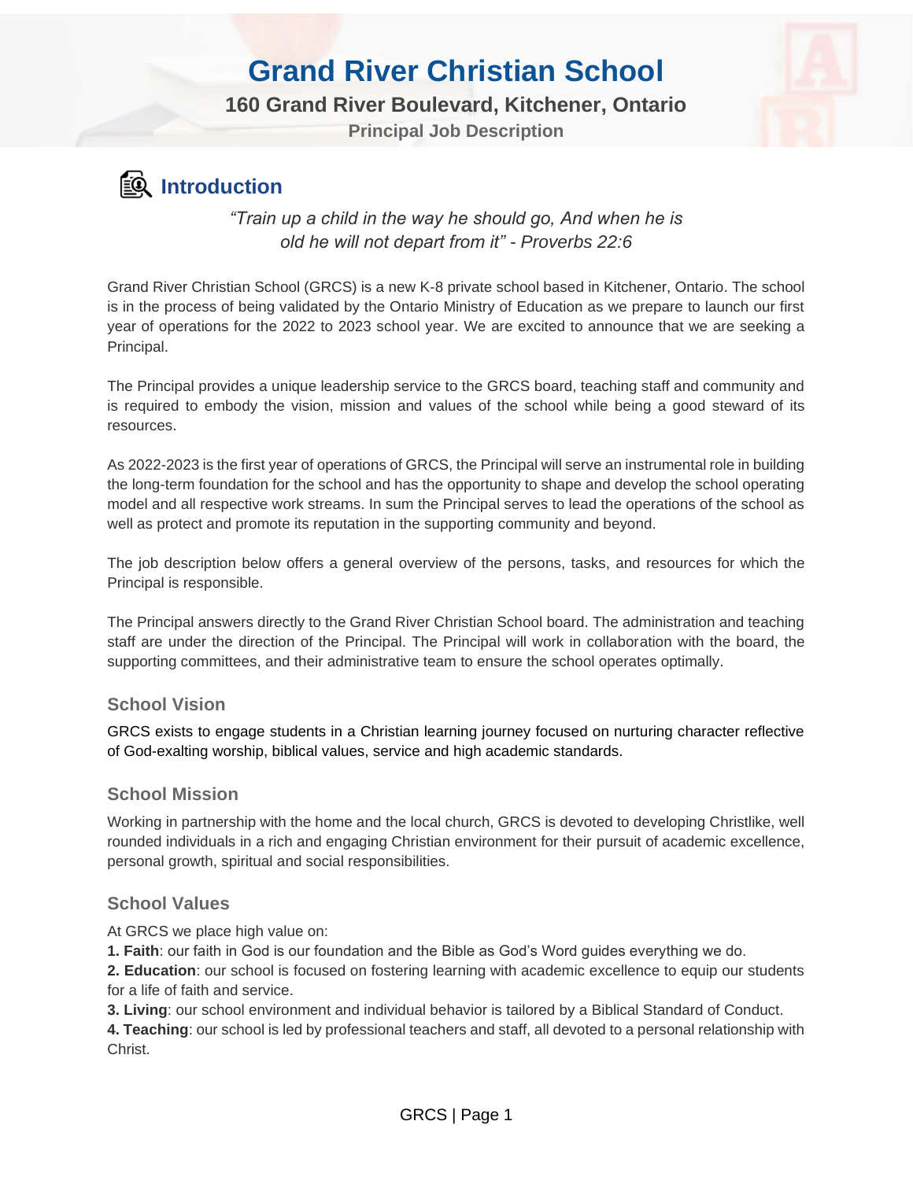# Grand River Christian School

## 160 Grand River Boulevard, Kitchener, Ontario

### Principal Job Description

## Introduction

*"Train up a child in the way he should go, And when he is old he will not depart from it" - Proverbs 22:6*

Grand River Christian School (GRCS) is a new K-8 private school based in Kitchener, Ontario. The school is in the process of being validated by the Ontario Ministry of Education as we prepare to launch our first year of operations for the 2022 to 2023 school year. We are excited to announce that we are seeking a Principal.

The Principal provides a unique leadership service to the GRCS board, teaching staff and community and is required to embody the vision, mission and values of the school while being a good steward of its resources.

As 2022-2023 is the first year of operations of GRCS, the Principal will serve an instrumental role in building the long-term foundation for the school and has the opportunity to shape and develop the school operating model and all respective work streams. In sum the Principal serves to lead the operations of the school as well as protect and promote its reputation in the supporting community and beyond.

The job description below offers a general overview of the persons, tasks, and resources for which the Principal is responsible.

The Principal answers directly to the Grand River Christian School board. The administration and teaching staff are under the direction of the Principal. The Principal will work in collaboration with the board, the supporting committees, and their administrative team to ensure the school operates optimally.

### School Vision

GRCS exists to engage students in a Christian learning journey focused on nurturing character reflective of God-exalting worship, biblical values, service and high academic standards.

### School Mission

Working in partnership with the home and the local church, GRCS is devoted to developing Christlike, well rounded individuals in a rich and engaging Christian environment for their pursuit of academic excellence, personal growth, spiritual and social responsibilities.

### School Values

At GRCS we place high value on:

1. **Faith**: our faith in God is our foundation and the Bible as God's Word guides everything we do.
2. **Education**: our school is focused on fostering learning with academic excellence to equip our students for a life of faith and service.
3. **Living**: our school environment and individual behavior is tailored by a Biblical Standard of Conduct.
4. **Teaching**: our school is led by professional teachers and staff, all devoted to a personal relationship with Christ.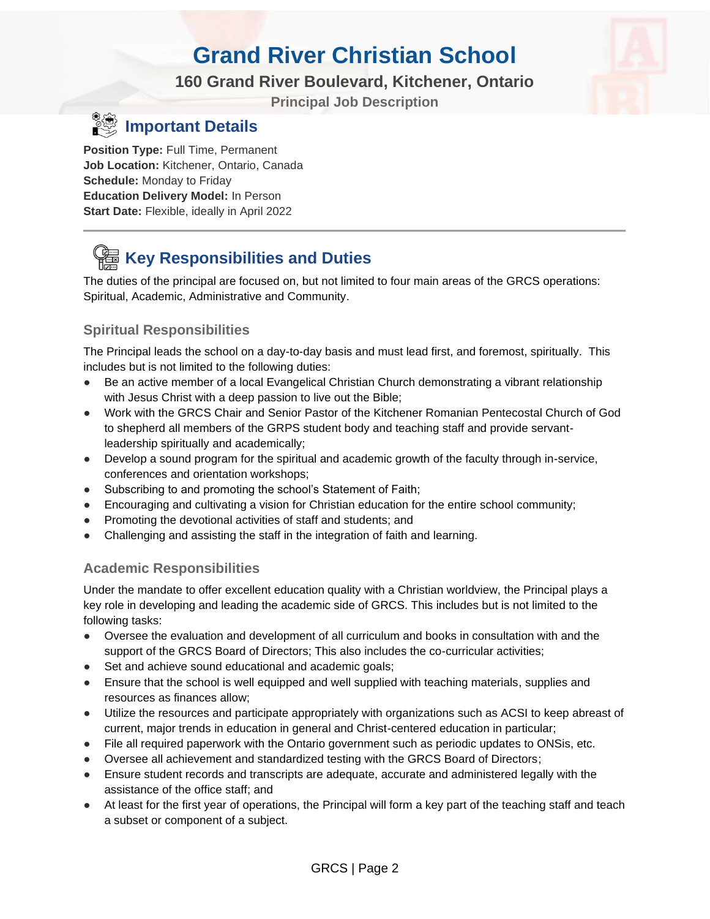# Grand River Christian School

**160 Grand River Boulevard, Kitchener, Ontario**

**Principal Job Description**

## Important Details

**Position Type:** Full Time, Permanent
**Job Location:** Kitchener, Ontario, Canada
**Schedule:** Monday to Friday
**Education Delivery Model:** In Person
**Start Date:** Flexible, ideally in April 2022

---

## Key Responsibilities and Duties

The duties of the principal are focused on, but not limited to four main areas of the GRCS operations: Spiritual, Academic, Administrative and Community.

### Spiritual Responsibilities

The Principal leads the school on a day-to-day basis and must lead first, and foremost, spiritually. This includes but is not limited to the following duties:

- Be an active member of a local Evangelical Christian Church demonstrating a vibrant relationship with Jesus Christ with a deep passion to live out the Bible;
- Work with the GRCS Chair and Senior Pastor of the Kitchener Romanian Pentecostal Church of God to shepherd all members of the GRPS student body and teaching staff and provide servant-leadership spiritually and academically;
- Develop a sound program for the spiritual and academic growth of the faculty through in-service, conferences and orientation workshops;
- Subscribing to and promoting the school's Statement of Faith;
- Encouraging and cultivating a vision for Christian education for the entire school community;
- Promoting the devotional activities of staff and students; and
- Challenging and assisting the staff in the integration of faith and learning.

### Academic Responsibilities

Under the mandate to offer excellent education quality with a Christian worldview, the Principal plays a key role in developing and leading the academic side of GRCS. This includes but is not limited to the following tasks:

- Oversee the evaluation and development of all curriculum and books in consultation with and the support of the GRCS Board of Directors; This also includes the co-curricular activities;
- Set and achieve sound educational and academic goals;
- Ensure that the school is well equipped and well supplied with teaching materials, supplies and resources as finances allow;
- Utilize the resources and participate appropriately with organizations such as ACSI to keep abreast of current, major trends in education in general and Christ-centered education in particular;
- File all required paperwork with the Ontario government such as periodic updates to ONSis, etc.
- Oversee all achievement and standardized testing with the GRCS Board of Directors;
- Ensure student records and transcripts are adequate, accurate and administered legally with the assistance of the office staff; and
- At least for the first year of operations, the Principal will form a key part of the teaching staff and teach a subset or component of a subject.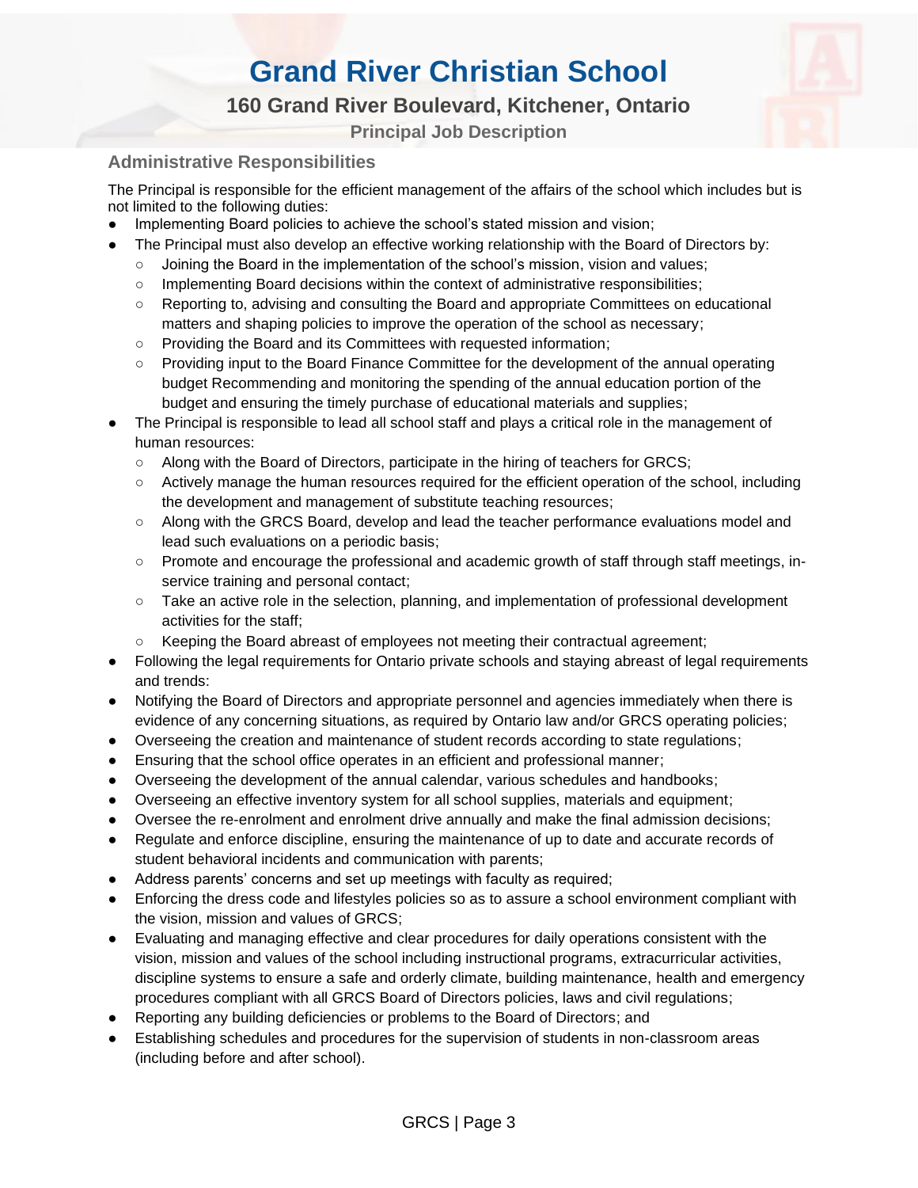# Grand River Christian School

## 160 Grand River Boulevard, Kitchener, Ontario

### Principal Job Description

### Administrative Responsibilities

The Principal is responsible for the efficient management of the affairs of the school which includes but is not limited to the following duties:

- Implementing Board policies to achieve the school's stated mission and vision;
- The Principal must also develop an effective working relationship with the Board of Directors by:
  - Joining the Board in the implementation of the school's mission, vision and values;
  - Implementing Board decisions within the context of administrative responsibilities;
  - Reporting to, advising and consulting the Board and appropriate Committees on educational matters and shaping policies to improve the operation of the school as necessary;
  - Providing the Board and its Committees with requested information;
  - Providing input to the Board Finance Committee for the development of the annual operating budget Recommending and monitoring the spending of the annual education portion of the budget and ensuring the timely purchase of educational materials and supplies;
- The Principal is responsible to lead all school staff and plays a critical role in the management of human resources:
  - Along with the Board of Directors, participate in the hiring of teachers for GRCS;
  - Actively manage the human resources required for the efficient operation of the school, including the development and management of substitute teaching resources;
  - Along with the GRCS Board, develop and lead the teacher performance evaluations model and lead such evaluations on a periodic basis;
  - Promote and encourage the professional and academic growth of staff through staff meetings, in-service training and personal contact;
  - Take an active role in the selection, planning, and implementation of professional development activities for the staff;
  - Keeping the Board abreast of employees not meeting their contractual agreement;
- Following the legal requirements for Ontario private schools and staying abreast of legal requirements and trends:
- Notifying the Board of Directors and appropriate personnel and agencies immediately when there is evidence of any concerning situations, as required by Ontario law and/or GRCS operating policies;
- Overseeing the creation and maintenance of student records according to state regulations;
- Ensuring that the school office operates in an efficient and professional manner;
- Overseeing the development of the annual calendar, various schedules and handbooks;
- Overseeing an effective inventory system for all school supplies, materials and equipment;
- Oversee the re-enrolment and enrolment drive annually and make the final admission decisions;
- Regulate and enforce discipline, ensuring the maintenance of up to date and accurate records of student behavioral incidents and communication with parents;
- Address parents' concerns and set up meetings with faculty as required;
- Enforcing the dress code and lifestyles policies so as to assure a school environment compliant with the vision, mission and values of GRCS;
- Evaluating and managing effective and clear procedures for daily operations consistent with the vision, mission and values of the school including instructional programs, extracurricular activities, discipline systems to ensure a safe and orderly climate, building maintenance, health and emergency procedures compliant with all GRCS Board of Directors policies, laws and civil regulations;
- Reporting any building deficiencies or problems to the Board of Directors; and
- Establishing schedules and procedures for the supervision of students in non-classroom areas (including before and after school).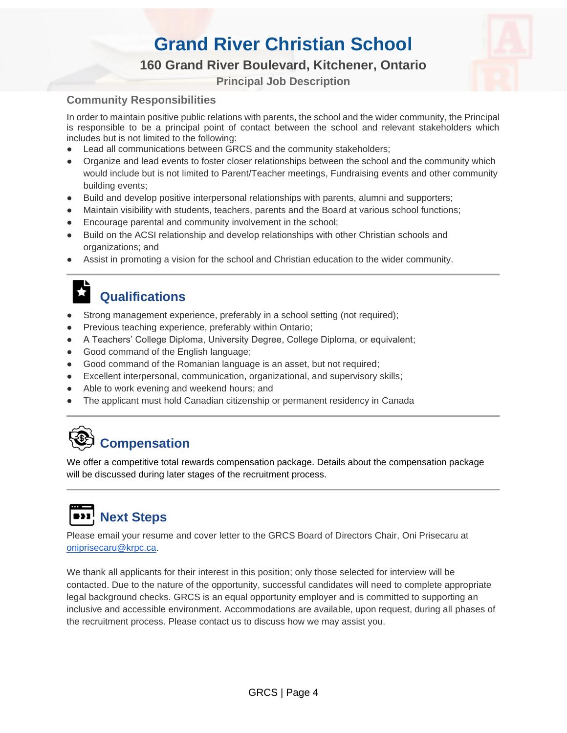## Community Responsibilities

In order to maintain positive public relations with parents, the school and the wider community, the Principal is responsible to be a principal point of contact between the school and relevant stakeholders which includes but is not limited to the following:

- Lead all communications between GRCS and the community stakeholders;
- Organize and lead events to foster closer relationships between the school and the community which would include but is not limited to Parent/Teacher meetings, Fundraising events and other community building events;
- Build and develop positive interpersonal relationships with parents, alumni and supporters;
- Maintain visibility with students, teachers, parents and the Board at various school functions;
- Encourage parental and community involvement in the school;
- Build on the ACSI relationship and develop relationships with other Christian schools and organizations; and
- Assist in promoting a vision for the school and Christian education to the wider community.

## Qualifications

- Strong management experience, preferably in a school setting (not required);
- Previous teaching experience, preferably within Ontario;
- A Teachers' College Diploma, University Degree, College Diploma, or equivalent;
- Good command of the English language;
- Good command of the Romanian language is an asset, but not required;
- Excellent interpersonal, communication, organizational, and supervisory skills;
- Able to work evening and weekend hours; and
- The applicant must hold Canadian citizenship or permanent residency in Canada

## Compensation

We offer a competitive total rewards compensation package. Details about the compensation package will be discussed during later stages of the recruitment process.

## Next Steps

Please email your resume and cover letter to the GRCS Board of Directors Chair, Oni Prisecaru at oniprisecaru@krpc.ca.

We thank all applicants for their interest in this position; only those selected for interview will be contacted. Due to the nature of the opportunity, successful candidates will need to complete appropriate legal background checks. GRCS is an equal opportunity employer and is committed to supporting an inclusive and accessible environment. Accommodations are available, upon request, during all phases of the recruitment process. Please contact us to discuss how we may assist you.